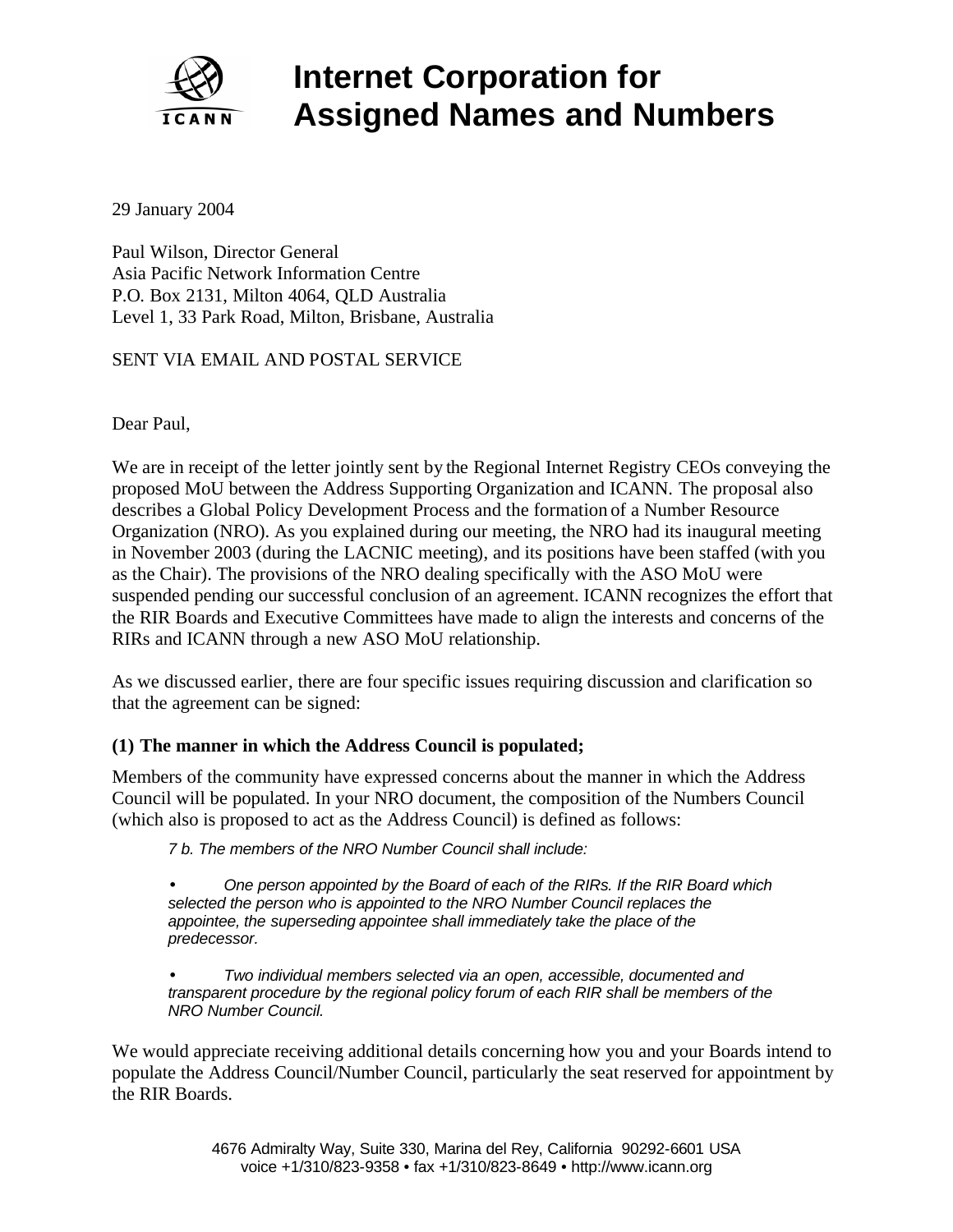# Internet Corporation for Assigned Names and Numbers

29 January 2004

Paul Wilson, Director General
Asia Pacific Network Information Centre
P.O. Box 2131, Milton 4064, QLD Australia
Level 1, 33 Park Road, Milton, Brisbane, Australia

SENT VIA EMAIL AND POSTAL SERVICE

Dear Paul,

We are in receipt of the letter jointly sent by the Regional Internet Registry CEOs conveying the proposed MoU between the Address Supporting Organization and ICANN. The proposal also describes a Global Policy Development Process and the formation of a Number Resource Organization (NRO). As you explained during our meeting, the NRO had its inaugural meeting in November 2003 (during the LACNIC meeting), and its positions have been staffed (with you as the Chair). The provisions of the NRO dealing specifically with the ASO MoU were suspended pending our successful conclusion of an agreement. ICANN recognizes the effort that the RIR Boards and Executive Committees have made to align the interests and concerns of the RIRs and ICANN through a new ASO MoU relationship.

As we discussed earlier, there are four specific issues requiring discussion and clarification so that the agreement can be signed:

**(1) The manner in which the Address Council is populated;**

Members of the community have expressed concerns about the manner in which the Address Council will be populated. In your NRO document, the composition of the Numbers Council (which also is proposed to act as the Address Council) is defined as follows:

> *7 b. The members of the NRO Number Council shall include:*
>
> - *One person appointed by the Board of each of the RIRs. If the RIR Board which selected the person who is appointed to the NRO Number Council replaces the appointee, the superseding appointee shall immediately take the place of the predecessor.*
>
> - *Two individual members selected via an open, accessible, documented and transparent procedure by the regional policy forum of each RIR shall be members of the NRO Number Council.*

We would appreciate receiving additional details concerning how you and your Boards intend to populate the Address Council/Number Council, particularly the seat reserved for appointment by the RIR Boards.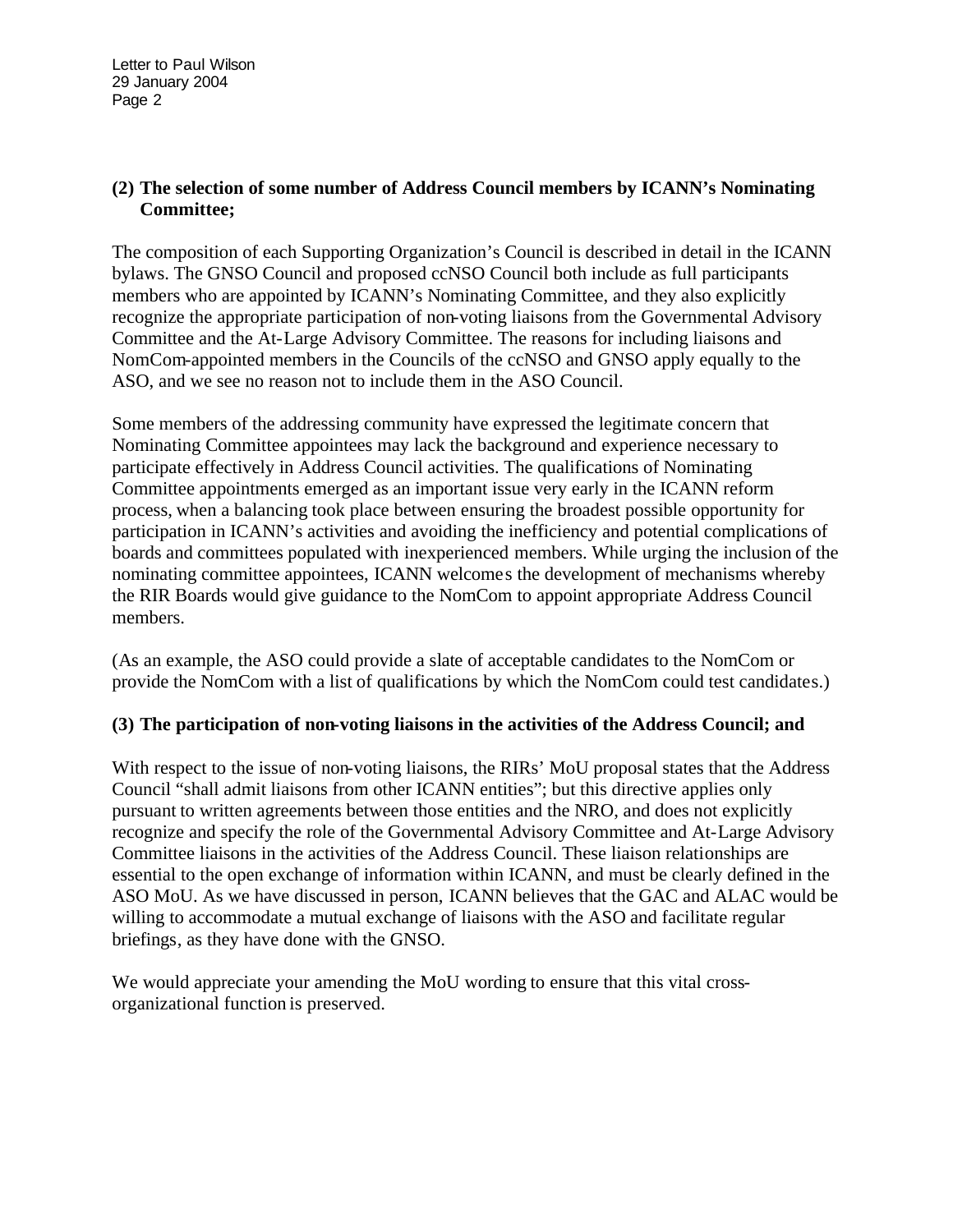**(2) The selection of some number of Address Council members by ICANN's Nominating Committee;**

The composition of each Supporting Organization's Council is described in detail in the ICANN bylaws. The GNSO Council and proposed ccNSO Council both include as full participants members who are appointed by ICANN's Nominating Committee, and they also explicitly recognize the appropriate participation of non-voting liaisons from the Governmental Advisory Committee and the At-Large Advisory Committee. The reasons for including liaisons and NomCom-appointed members in the Councils of the ccNSO and GNSO apply equally to the ASO, and we see no reason not to include them in the ASO Council.

Some members of the addressing community have expressed the legitimate concern that Nominating Committee appointees may lack the background and experience necessary to participate effectively in Address Council activities. The qualifications of Nominating Committee appointments emerged as an important issue very early in the ICANN reform process, when a balancing took place between ensuring the broadest possible opportunity for participation in ICANN's activities and avoiding the inefficiency and potential complications of boards and committees populated with inexperienced members. While urging the inclusion of the nominating committee appointees, ICANN welcomes the development of mechanisms whereby the RIR Boards would give guidance to the NomCom to appoint appropriate Address Council members.

(As an example, the ASO could provide a slate of acceptable candidates to the NomCom or provide the NomCom with a list of qualifications by which the NomCom could test candidates.)

**(3) The participation of non-voting liaisons in the activities of the Address Council; and**

With respect to the issue of non-voting liaisons, the RIRs' MoU proposal states that the Address Council "shall admit liaisons from other ICANN entities"; but this directive applies only pursuant to written agreements between those entities and the NRO, and does not explicitly recognize and specify the role of the Governmental Advisory Committee and At-Large Advisory Committee liaisons in the activities of the Address Council. These liaison relationships are essential to the open exchange of information within ICANN, and must be clearly defined in the ASO MoU. As we have discussed in person, ICANN believes that the GAC and ALAC would be willing to accommodate a mutual exchange of liaisons with the ASO and facilitate regular briefings, as they have done with the GNSO.

We would appreciate your amending the MoU wording to ensure that this vital cross-organizational function is preserved.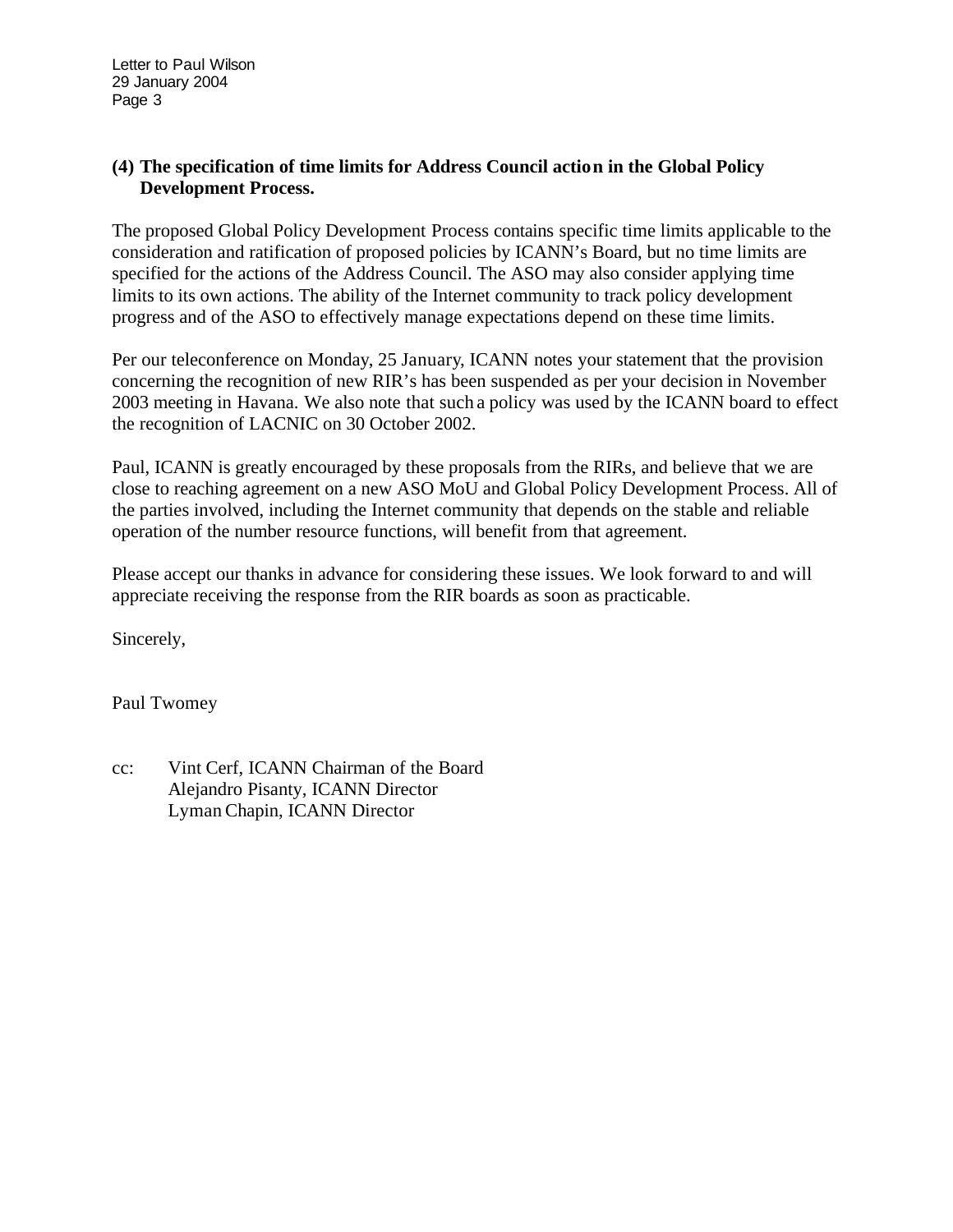**(4) The specification of time limits for Address Council action in the Global Policy Development Process.**

The proposed Global Policy Development Process contains specific time limits applicable to the consideration and ratification of proposed policies by ICANN's Board, but no time limits are specified for the actions of the Address Council. The ASO may also consider applying time limits to its own actions. The ability of the Internet community to track policy development progress and of the ASO to effectively manage expectations depend on these time limits.

Per our teleconference on Monday, 25 January, ICANN notes your statement that the provision concerning the recognition of new RIR's has been suspended as per your decision in November 2003 meeting in Havana. We also note that such a policy was used by the ICANN board to effect the recognition of LACNIC on 30 October 2002.

Paul, ICANN is greatly encouraged by these proposals from the RIRs, and believe that we are close to reaching agreement on a new ASO MoU and Global Policy Development Process. All of the parties involved, including the Internet community that depends on the stable and reliable operation of the number resource functions, will benefit from that agreement.

Please accept our thanks in advance for considering these issues. We look forward to and will appreciate receiving the response from the RIR boards as soon as practicable.

Sincerely,

Paul Twomey

cc: Vint Cerf, ICANN Chairman of the Board
Alejandro Pisanty, ICANN Director
Lyman Chapin, ICANN Director